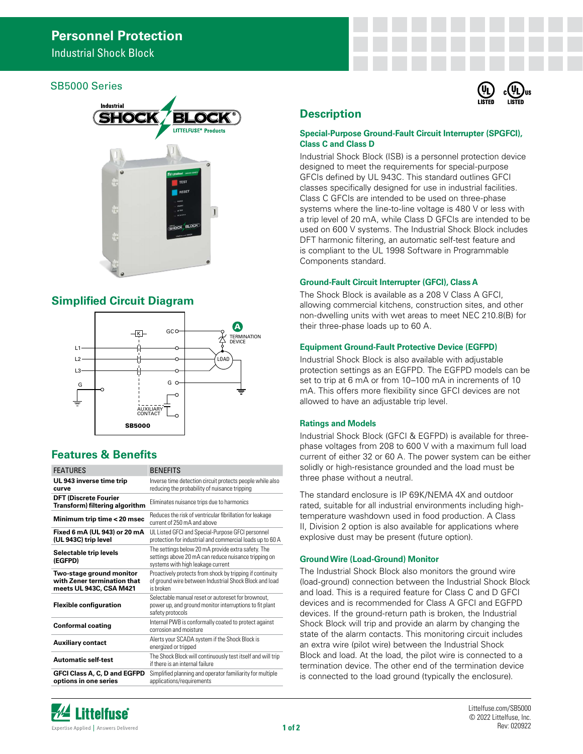# Personnel Protection

Industrial Shock Block

## SB5000 Series

## Simplified Circuit Diagram

## Features & Benefits

| FEATURES | BENEFITS |
|---|---|
| **UL 943 inverse time trip curve** | Inverse time detection circuit protects people while also reducing the probability of nuisance tripping |
| **DFT (Discrete Fourier Transform) filtering algorithm** | Eliminates nuisance trips due to harmonics |
| **Minimum trip time < 20 msec** | Reduces the risk of ventricular fibrillation for leakage current of 250 mA and above |
| **Fixed 6 mA (UL 943) or 20 mA (UL 943C) trip level** | UL Listed GFCI and Special-Purpose GFCI personnel protection for industrial and commercial loads up to 60 A |
| **Selectable trip levels (EGFPD)** | The settings below 20 mA provide extra safety. The settings above 20 mA can reduce nuisance tripping on systems with high leakage current |
| **Two-stage ground monitor with Zener termination that meets UL 943C, CSA M421** | Proactively protects from shock by tripping if continuity of ground wire between Industrial Shock Block and load is broken |
| **Flexible configuration** | Selectable manual reset or autoreset for brownout, power up, and ground monitor interruptions to fit plant safety protocols |
| **Conformal coating** | Internal PWB is conformally coated to protect against corrosion and moisture |
| **Auxiliary contact** | Alerts your SCADA system if the Shock Block is energized or tripped |
| **Automatic self-test** | The Shock Block will continuously test itself and will trip if there is an internal failure |
| **GFCI Class A, C, D and EGFPD options in one series** | Simplified planning and operator familiarity for multiple applications/requirements |

## Description

### Special-Purpose Ground-Fault Circuit Interrupter (SPGFCI), Class C and Class D

Industrial Shock Block (ISB) is a personnel protection device designed to meet the requirements for special-purpose GFCIs defined by UL 943C. This standard outlines GFCI classes specifically designed for use in industrial facilities. Class C GFCIs are intended to be used on three-phase systems where the line-to-line voltage is 480 V or less with a trip level of 20 mA, while Class D GFCIs are intended to be used on 600 V systems. The Industrial Shock Block includes DFT harmonic filtering, an automatic self-test feature and is compliant to the UL 1998 Software in Programmable Components standard.

### Ground-Fault Circuit Interrupter (GFCI), Class A

The Shock Block is available as a 208 V Class A GFCI, allowing commercial kitchens, construction sites, and other non-dwelling units with wet areas to meet NEC 210.8(B) for their three-phase loads up to 60 A.

### Equipment Ground-Fault Protective Device (EGFPD)

Industrial Shock Block is also available with adjustable protection settings as an EGFPD. The EGFPD models can be set to trip at 6 mA or from 10–100 mA in increments of 10 mA. This offers more flexibility since GFCI devices are not allowed to have an adjustable trip level.

### Ratings and Models

Industrial Shock Block (GFCI & EGFPD) is available for three-phase voltages from 208 to 600 V with a maximum full load current of either 32 or 60 A. The power system can be either solidly or high-resistance grounded and the load must be three phase without a neutral.

The standard enclosure is IP 69K/NEMA 4X and outdoor rated, suitable for all industrial environments including high-temperature washdown used in food production. A Class II, Division 2 option is also available for applications where explosive dust may be present (future option).

### Ground Wire (Load-Ground) Monitor

The Industrial Shock Block also monitors the ground wire (load-ground) connection between the Industrial Shock Block and load. This is a required feature for Class C and D GFCI devices and is recommended for Class A GFCI and EGFPD devices. If the ground-return path is broken, the Industrial Shock Block will trip and provide an alarm by changing the state of the alarm contacts. This monitoring circuit includes an extra wire (pilot wire) between the Industrial Shock Block and load. At the load, the pilot wire is connected to a termination device. The other end of the termination device is connected to the load ground (typically the enclosure).

Littelfuse.com/SB5000
© 2022 Littelfuse, Inc.
Rev: 020922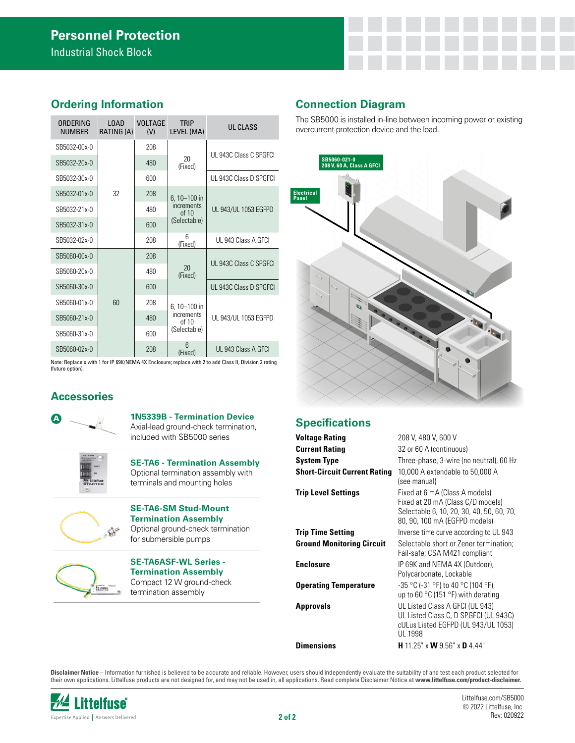# Personnel Protection
Industrial Shock Block

## Ordering Information

| ORDERING NUMBER | LOAD RATING (A) | VOLTAGE (V) | TRIP LEVEL (MA) | UL CLASS |
|---|---|---|---|---|
| SB5032-00x-0 | 32 | 208 | 20 (Fixed) | UL 943C Class C SPGFCI |
| SB5032-20x-0 | | 480 | | |
| SB5032-30x-0 | | 600 | | UL 943C Class D SPGFCI |
| SB5032-01x-0 | | 208 | 6, 10–100 in increments of 10 (Selectable) | UL 943/UL 1053 EGFPD |
| SB5032-21x-0 | | 480 | | |
| SB5032-31x-0 | | 600 | | |
| SB5032-02x-0 | | 208 | 6 (Fixed) | UL 943 Class A GFCI |
| SB5060-00x-0 | 60 | 208 | 20 (Fixed) | UL 943C Class C SPGFCI |
| SB5060-20x-0 | | 480 | | |
| SB5060-30x-0 | | 600 | | UL 943C Class D SPGFCI |
| SB5060-01x-0 | | 208 | 6, 10–100 in increments of 10 (Selectable) | UL 943/UL 1053 EGFPD |
| SB5060-21x-0 | | 480 | | |
| SB5060-31x-0 | | 600 | | |
| SB5060-02x-0 | | 208 | 6 (Fixed) | UL 943 Class A GFCI |

Note: Replace x with 1 for IP 69K/NEMA 4X Enclosure; replace with 2 to add Class II, Division 2 rating (future option).

## Accessories

A

**1N5339B - Termination Device**
Axial-lead ground-check termination, included with SB5000 series

**SE-TA6 - Termination Assembly**
Optional termination assembly with terminals and mounting holes

**SE-TA6-SM Stud-Mount Termination Assembly**
Optional ground-check termination for submersible pumps

**SE-TA6ASF-WL Series - Termination Assembly**
Compact 12 W ground-check termination assembly

## Connection Diagram

The SB5000 is installed in-line between incoming power or existing overcurrent protection device and the load.

SB5060-021-0
208 V, 60 A, Class A GFCI

Electrical Panel

## Specifications

| | |
|---|---|
| **Voltage Rating** | 208 V, 480 V, 600 V |
| **Current Rating** | 32 or 60 A (continuous) |
| **System Type** | Three-phase, 3-wire (no neutral), 60 Hz |
| **Short-Circuit Current Rating** | 10,000 A extendable to 50,000 A (see manual) |
| **Trip Level Settings** | Fixed at 6 mA (Class A models)<br>Fixed at 20 mA (Class C/D models)<br>Selectable 6, 10, 20, 30, 40, 50, 60, 70, 80, 90, 100 mA (EGFPD models) |
| **Trip Time Setting** | Inverse time curve according to UL 943 |
| **Ground Monitoring Circuit** | Selectable short or Zener termination; Fail-safe; CSA M421 compliant |
| **Enclosure** | IP 69K and NEMA 4X (Outdoor), Polycarbonate, Lockable |
| **Operating Temperature** | -35 °C (-31 °F) to 40 °C (104 °F), up to 60 °C (151 °F) with derating |
| **Approvals** | UL Listed Class A GFCI (UL 943)<br>UL Listed Class C, D SPGFCI (UL 943C)<br>cULus Listed EGFPD (UL 943/UL 1053)<br>UL 1998 |
| **Dimensions** | **H** 11.25" x **W** 9.56" x **D** 4.44" |

**Disclaimer Notice** – Information furnished is believed to be accurate and reliable. However, users should independently evaluate the suitability of and test each product selected for their own applications. Littelfuse products are not designed for, and may not be used in, all applications. Read complete Disclaimer Notice at **www.littelfuse.com/product-disclaimer.**

Littelfuse
Expertise Applied | Answers Delivered

Littelfuse.com/SB5000
© 2022 Littelfuse, Inc.
Rev: 020922